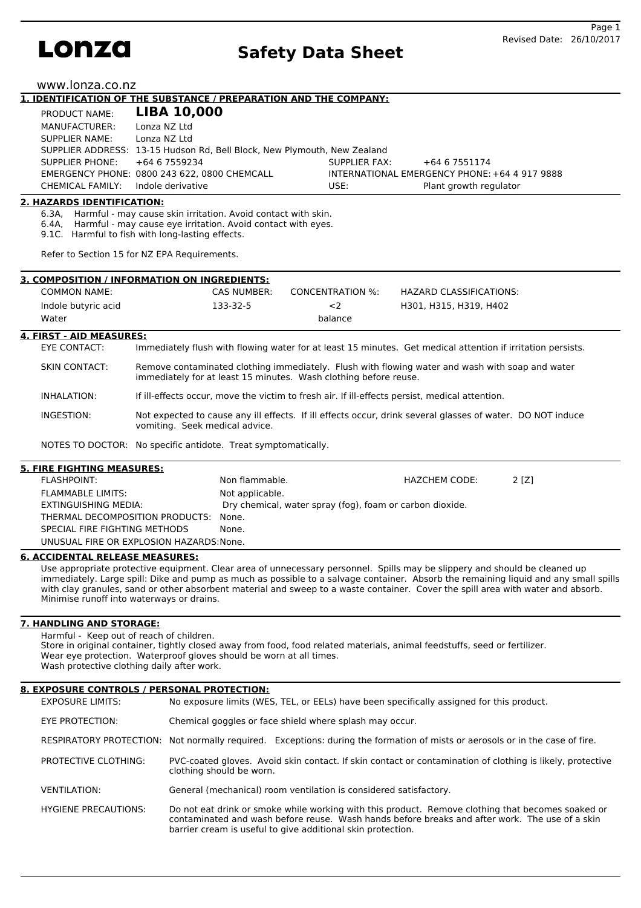# Lonza

# Safety Data Sheet

Revised Date: 26/10/2017

www.lonza.co.nz

## 1. IDENTIFICATION OF THE SUBSTANCE / PREPARATION AND THE COMPANY:

PRODUCT NAME: **LIBA 10,000**

MANUFACTURER: Lonza NZ Ltd

SUPPLIER NAME: Lonza NZ Ltd

SUPPLIER ADDRESS: 13-15 Hudson Rd, Bell Block, New Plymouth, New Zealand

SUPPLIER PHONE: +64 6 7559234 SUPPLIER FAX: +64 6 7551174

EMERGENCY PHONE: 0800 243 622, 0800 CHEMCALL INTERNATIONAL EMERGENCY PHONE: +64 4 917 9888

CHEMICAL FAMILY: Indole derivative USE: Plant growth regulator

## 2. HAZARDS IDENTIFICATION:

6.3A, Harmful - may cause skin irritation. Avoid contact with skin.
6.4A, Harmful - may cause eye irritation. Avoid contact with eyes.
9.1C. Harmful to fish with long-lasting effects.

Refer to Section 15 for NZ EPA Requirements.

## 3. COMPOSITION / INFORMATION ON INGREDIENTS:

| COMMON NAME: | CAS NUMBER: | CONCENTRATION %: | HAZARD CLASSIFICATIONS: |
|---|---|---|---|
| Indole butyric acid | 133-32-5 | <2 | H301, H315, H319, H402 |
| Water | | balance | |

## 4. FIRST - AID MEASURES:

EYE CONTACT: Immediately flush with flowing water for at least 15 minutes. Get medical attention if irritation persists.

SKIN CONTACT: Remove contaminated clothing immediately. Flush with flowing water and wash with soap and water immediately for at least 15 minutes. Wash clothing before reuse.

INHALATION: If ill-effects occur, move the victim to fresh air. If ill-effects persist, medical attention.

INGESTION: Not expected to cause any ill effects. If ill effects occur, drink several glasses of water. DO NOT induce vomiting. Seek medical advice.

NOTES TO DOCTOR: No specific antidote. Treat symptomatically.

## 5. FIRE FIGHTING MEASURES:

FLASHPOINT: Non flammable. HAZCHEM CODE: 2 [Z]

FLAMMABLE LIMITS: Not applicable.

EXTINGUISHING MEDIA: Dry chemical, water spray (fog), foam or carbon dioxide.

THERMAL DECOMPOSITION PRODUCTS: None.

SPECIAL FIRE FIGHTING METHODS None.

UNUSUAL FIRE OR EXPLOSION HAZARDS: None.

## 6. ACCIDENTAL RELEASE MEASURES:

Use appropriate protective equipment. Clear area of unnecessary personnel. Spills may be slippery and should be cleaned up immediately. Large spill: Dike and pump as much as possible to a salvage container. Absorb the remaining liquid and any small spills with clay granules, sand or other absorbent material and sweep to a waste container. Cover the spill area with water and absorb. Minimise runoff into waterways or drains.

## 7. HANDLING AND STORAGE:

Harmful - Keep out of reach of children.
Store in original container, tightly closed away from food, food related materials, animal feedstuffs, seed or fertilizer.
Wear eye protection. Waterproof gloves should be worn at all times.
Wash protective clothing daily after work.

## 8. EXPOSURE CONTROLS / PERSONAL PROTECTION:

EXPOSURE LIMITS: No exposure limits (WES, TEL, or EELs) have been specifically assigned for this product.

EYE PROTECTION: Chemical goggles or face shield where splash may occur.

RESPIRATORY PROTECTION: Not normally required. Exceptions: during the formation of mists or aerosols or in the case of fire.

PROTECTIVE CLOTHING: PVC-coated gloves. Avoid skin contact. If skin contact or contamination of clothing is likely, protective clothing should be worn.

VENTILATION: General (mechanical) room ventilation is considered satisfactory.

HYGIENE PRECAUTIONS: Do not eat drink or smoke while working with this product. Remove clothing that becomes soaked or contaminated and wash before reuse. Wash hands before breaks and after work. The use of a skin barrier cream is useful to give additional skin protection.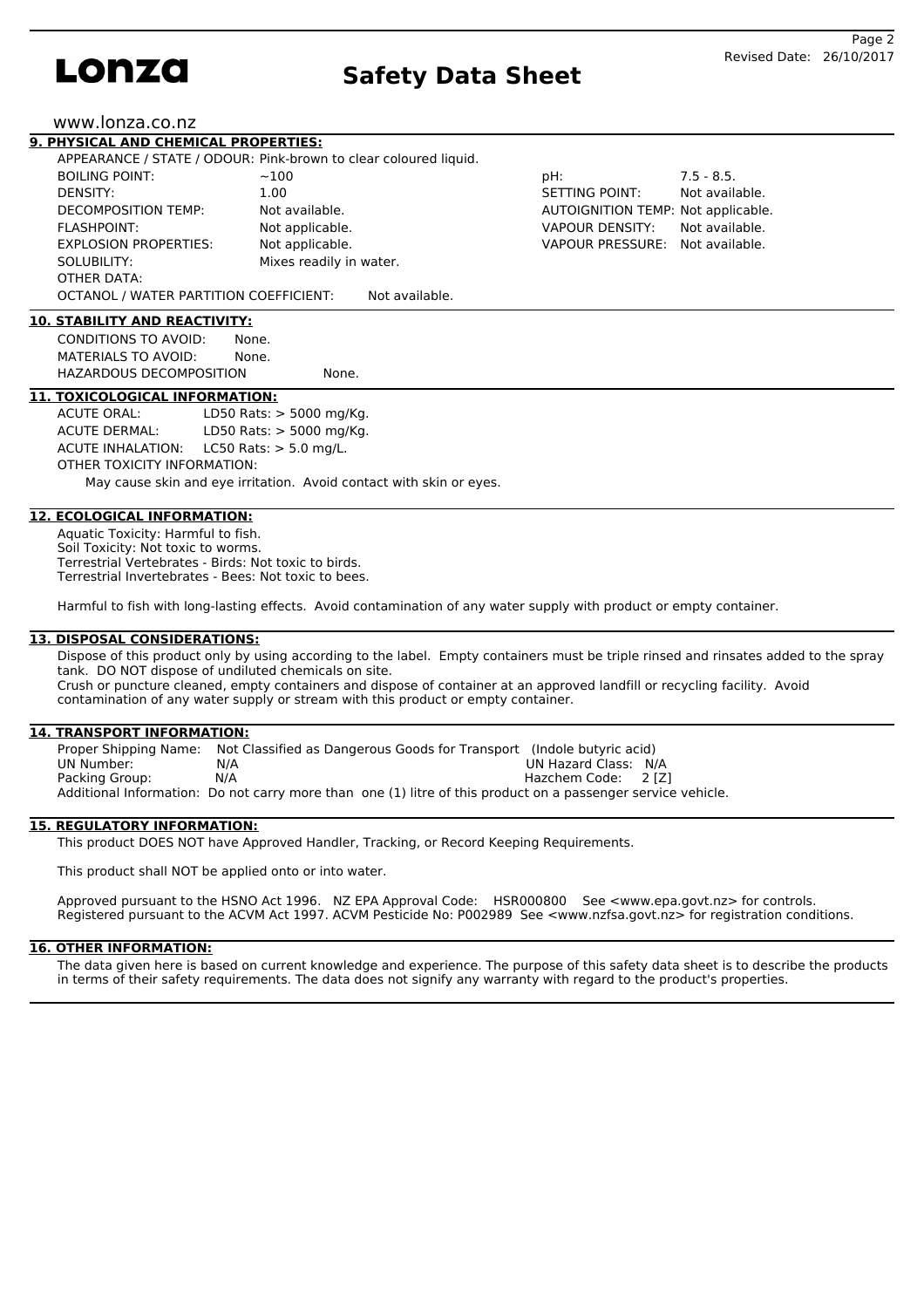www.lonza.co.nz

## 9. PHYSICAL AND CHEMICAL PROPERTIES:

APPEARANCE / STATE / ODOUR: Pink-brown to clear coloured liquid.

| | | | |
|---|---|---|---|
| BOILING POINT: | ~100 | pH: | 7.5 - 8.5. |
| DENSITY: | 1.00 | SETTING POINT: | Not available. |
| DECOMPOSITION TEMP: | Not available. | AUTOIGNITION TEMP: | Not applicable. |
| FLASHPOINT: | Not applicable. | VAPOUR DENSITY: | Not available. |
| EXPLOSION PROPERTIES: | Not applicable. | VAPOUR PRESSURE: | Not available. |
| SOLUBILITY: | Mixes readily in water. | | |

OTHER DATA:

OCTANOL / WATER PARTITION COEFFICIENT: Not available.

## 10. STABILITY AND REACTIVITY:

CONDITIONS TO AVOID: None.
MATERIALS TO AVOID: None.
HAZARDOUS DECOMPOSITION None.

## 11. TOXICOLOGICAL INFORMATION:

ACUTE ORAL: LD50 Rats: > 5000 mg/Kg.
ACUTE DERMAL: LD50 Rats: > 5000 mg/Kg.
ACUTE INHALATION: LC50 Rats: > 5.0 mg/L.
OTHER TOXICITY INFORMATION:

May cause skin and eye irritation. Avoid contact with skin or eyes.

## 12. ECOLOGICAL INFORMATION:

Aquatic Toxicity: Harmful to fish.
Soil Toxicity: Not toxic to worms.
Terrestrial Vertebrates - Birds: Not toxic to birds.
Terrestrial Invertebrates - Bees: Not toxic to bees.

Harmful to fish with long-lasting effects. Avoid contamination of any water supply with product or empty container.

## 13. DISPOSAL CONSIDERATIONS:

Dispose of this product only by using according to the label. Empty containers must be triple rinsed and rinsates added to the spray tank. DO NOT dispose of undiluted chemicals on site.
Crush or puncture cleaned, empty containers and dispose of container at an approved landfill or recycling facility. Avoid contamination of any water supply or stream with this product or empty container.

## 14. TRANSPORT INFORMATION:

Proper Shipping Name: Not Classified as Dangerous Goods for Transport (Indole butyric acid)
UN Number: N/A UN Hazard Class: N/A
Packing Group: N/A Hazchem Code: 2 [Z]
Additional Information: Do not carry more than one (1) litre of this product on a passenger service vehicle.

## 15. REGULATORY INFORMATION:

This product DOES NOT have Approved Handler, Tracking, or Record Keeping Requirements.

This product shall NOT be applied onto or into water.

Approved pursuant to the HSNO Act 1996. NZ EPA Approval Code: HSR000800 See <www.epa.govt.nz> for controls.
Registered pursuant to the ACVM Act 1997. ACVM Pesticide No: P002989 See <www.nzfsa.govt.nz> for registration conditions.

## 16. OTHER INFORMATION:

The data given here is based on current knowledge and experience. The purpose of this safety data sheet is to describe the products in terms of their safety requirements. The data does not signify any warranty with regard to the product's properties.